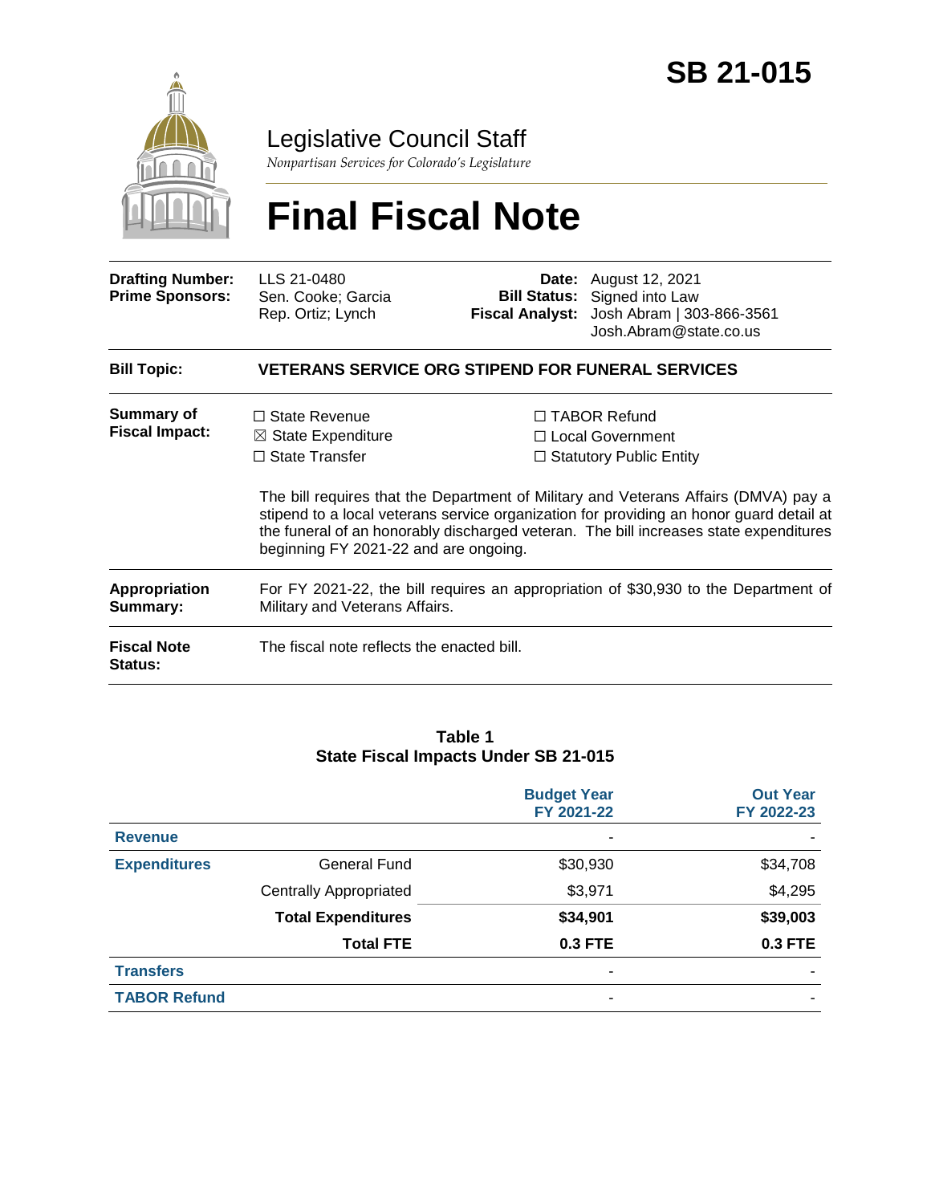# SB 21-015

## Legislative Council Staff

*Nonpartisan Services for Colorado's Legislature*

# Final Fiscal Note

| | | | |
|---|---|---|---|
| **Drafting Number:** | LLS 21-0480 | **Date:** | August 12, 2021 |
| **Prime Sponsors:** | Sen. Cooke; Garcia<br>Rep. Ortiz; Lynch | **Bill Status:** | Signed into Law |
| | | **Fiscal Analyst:** | Josh Abram \| 303-866-3561<br>Josh.Abram@state.co.us |

**Bill Topic:** **VETERANS SERVICE ORG STIPEND FOR FUNERAL SERVICES**

**Summary of Fiscal Impact:**

☐ State Revenue
☒ State Expenditure
☐ State Transfer
☐ TABOR Refund
☐ Local Government
☐ Statutory Public Entity

The bill requires that the Department of Military and Veterans Affairs (DMVA) pay a stipend to a local veterans service organization for providing an honor guard detail at the funeral of an honorably discharged veteran. The bill increases state expenditures beginning FY 2021-22 and are ongoing.

**Appropriation Summary:** For FY 2021-22, the bill requires an appropriation of $30,930 to the Department of Military and Veterans Affairs.

**Fiscal Note Status:** The fiscal note reflects the enacted bill.

**Table 1**
**State Fiscal Impacts Under SB 21-015**

| | | Budget Year FY 2021-22 | Out Year FY 2022-23 |
|---|---|---|---|
| **Revenue** | | - | - |
| **Expenditures** | General Fund | $30,930 | $34,708 |
| | Centrally Appropriated | $3,971 | $4,295 |
| | **Total Expenditures** | **$34,901** | **$39,003** |
| | **Total FTE** | **0.3 FTE** | **0.3 FTE** |
| **Transfers** | | - | - |
| **TABOR Refund** | | - | - |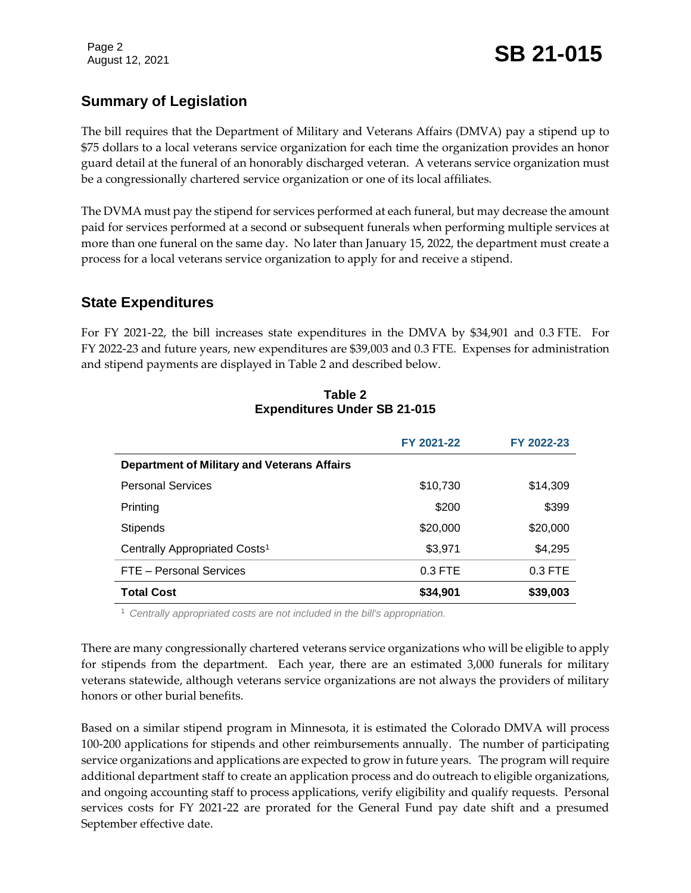## Summary of Legislation

The bill requires that the Department of Military and Veterans Affairs (DMVA) pay a stipend up to $75 dollars to a local veterans service organization for each time the organization provides an honor guard detail at the funeral of an honorably discharged veteran. A veterans service organization must be a congressionally chartered service organization or one of its local affiliates.

The DVMA must pay the stipend for services performed at each funeral, but may decrease the amount paid for services performed at a second or subsequent funerals when performing multiple services at more than one funeral on the same day. No later than January 15, 2022, the department must create a process for a local veterans service organization to apply for and receive a stipend.

## State Expenditures

For FY 2021-22, the bill increases state expenditures in the DMVA by $34,901 and 0.3 FTE. For FY 2022-23 and future years, new expenditures are $39,003 and 0.3 FTE. Expenses for administration and stipend payments are displayed in Table 2 and described below.

**Table 2**
**Expenditures Under SB 21-015**

| | FY 2021-22 | FY 2022-23 |
|---|---|---|
| **Department of Military and Veterans Affairs** | | |
| Personal Services | $10,730 | $14,309 |
| Printing | $200 | $399 |
| Stipends | $20,000 | $20,000 |
| Centrally Appropriated Costs[1] | $3,971 | $4,295 |
| FTE – Personal Services | 0.3 FTE | 0.3 FTE |
| **Total Cost** | **$34,901** | **$39,003** |

[1] *Centrally appropriated costs are not included in the bill's appropriation.*

There are many congressionally chartered veterans service organizations who will be eligible to apply for stipends from the department. Each year, there are an estimated 3,000 funerals for military veterans statewide, although veterans service organizations are not always the providers of military honors or other burial benefits.

Based on a similar stipend program in Minnesota, it is estimated the Colorado DMVA will process 100-200 applications for stipends and other reimbursements annually. The number of participating service organizations and applications are expected to grow in future years. The program will require additional department staff to create an application process and do outreach to eligible organizations, and ongoing accounting staff to process applications, verify eligibility and qualify requests. Personal services costs for FY 2021-22 are prorated for the General Fund pay date shift and a presumed September effective date.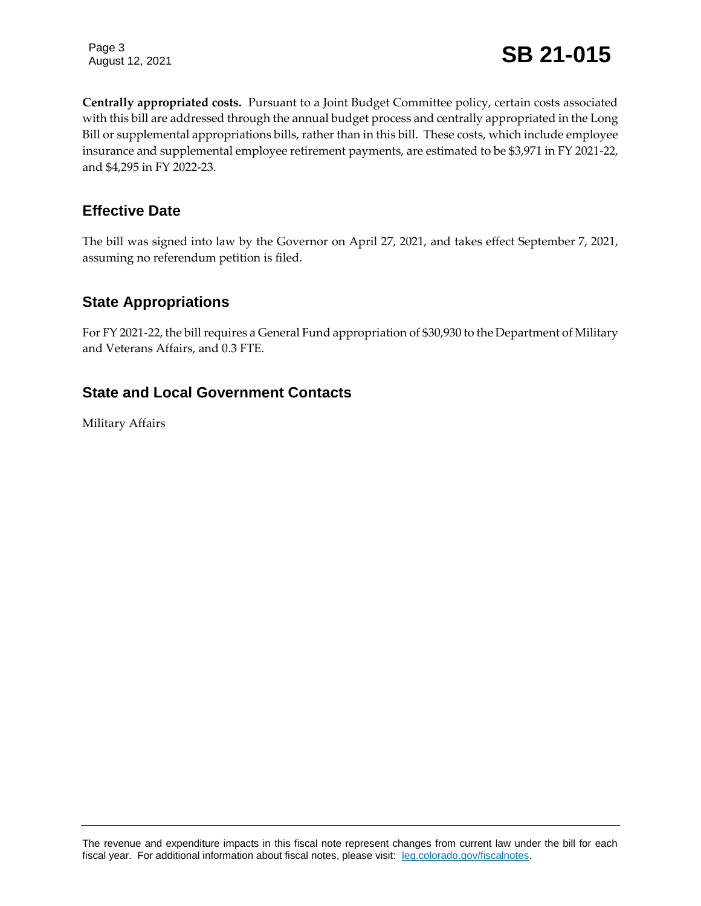**Centrally appropriated costs.** Pursuant to a Joint Budget Committee policy, certain costs associated with this bill are addressed through the annual budget process and centrally appropriated in the Long Bill or supplemental appropriations bills, rather than in this bill. These costs, which include employee insurance and supplemental employee retirement payments, are estimated to be $3,971 in FY 2021-22, and $4,295 in FY 2022-23.

## Effective Date

The bill was signed into law by the Governor on April 27, 2021, and takes effect September 7, 2021, assuming no referendum petition is filed.

## State Appropriations

For FY 2021-22, the bill requires a General Fund appropriation of $30,930 to the Department of Military and Veterans Affairs, and 0.3 FTE.

## State and Local Government Contacts

Military Affairs

The revenue and expenditure impacts in this fiscal note represent changes from current law under the bill for each fiscal year. For additional information about fiscal notes, please visit: leg.colorado.gov/fiscalnotes.